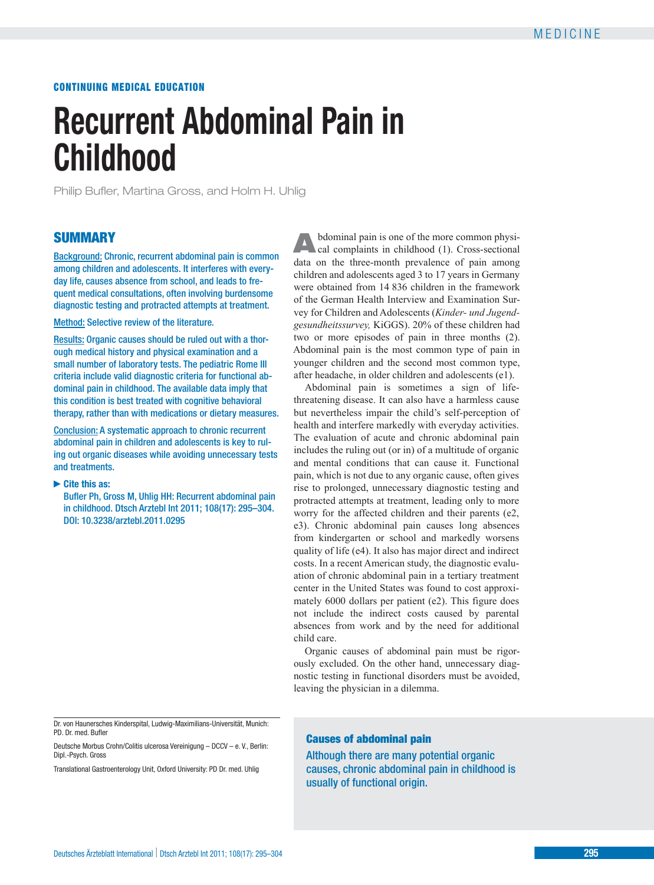CONTINUING MEDICAL EDUCATION

# Recurrent Abdominal Pain in Childhood

Philip Bufler, Martina Gross, and Holm H. Uhlig

## SUMMARY

Background: Chronic, recurrent abdominal pain is common among children and adolescents. It interferes with everyday life, causes absence from school, and leads to frequent medical consultations, often involving burdensome diagnostic testing and protracted attempts at treatment.

Method: Selective review of the literature.

Results: Organic causes should be ruled out with a thorough medical history and physical examination and a small number of laboratory tests. The pediatric Rome III criteria include valid diagnostic criteria for functional abdominal pain in childhood. The available data imply that this condition is best treated with cognitive behavioral therapy, rather than with medications or dietary measures.

Conclusion: A systematic approach to chronic recurrent abdominal pain in children and adolescents is key to ruling out organic diseases while avoiding unnecessary tests and treatments.

**Cite this as:**
Bufler Ph, Gross M, Uhlig HH: Recurrent abdominal pain in childhood. Dtsch Arztebl Int 2011; 108(17): 295–304. DOI: 10.3238/arztebl.2011.0295

Abdominal pain is one of the more common physical complaints in childhood (1). Cross-sectional data on the three-month prevalence of pain among children and adolescents aged 3 to 17 years in Germany were obtained from 14 836 children in the framework of the German Health Interview and Examination Survey for Children and Adolescents (*Kinder- und Jugendgesundheitssurvey,* KiGGS). 20% of these children had two or more episodes of pain in three months (2). Abdominal pain is the most common type of pain in younger children and the second most common type, after headache, in older children and adolescents (e1).

Abdominal pain is sometimes a sign of life-threatening disease. It can also have a harmless cause but nevertheless impair the child's self-perception of health and interfere markedly with everyday activities. The evaluation of acute and chronic abdominal pain includes the ruling out (or in) of a multitude of organic and mental conditions that can cause it. Functional pain, which is not due to any organic cause, often gives rise to prolonged, unnecessary diagnostic testing and protracted attempts at treatment, leading only to more worry for the affected children and their parents (e2, e3). Chronic abdominal pain causes long absences from kindergarten or school and markedly worsens quality of life (e4). It also has major direct and indirect costs. In a recent American study, the diagnostic evaluation of chronic abdominal pain in a tertiary treatment center in the United States was found to cost approximately 6000 dollars per patient (e2). This figure does not include the indirect costs caused by parental absences from work and by the need for additional child care.

Organic causes of abdominal pain must be rigorously excluded. On the other hand, unnecessary diagnostic testing in functional disorders must be avoided, leaving the physician in a dilemma.

Dr. von Haunersches Kinderspital, Ludwig-Maximilians-Universität, Munich: PD. Dr. med. Bufler

Deutsche Morbus Crohn/Colitis ulcerosa Vereinigung – DCCV – e. V., Berlin: Dipl.-Psych. Gross

Translational Gastroenterology Unit, Oxford University: PD Dr. med. Uhlig

**Causes of abdominal pain**

Although there are many potential organic causes, chronic abdominal pain in childhood is usually of functional origin.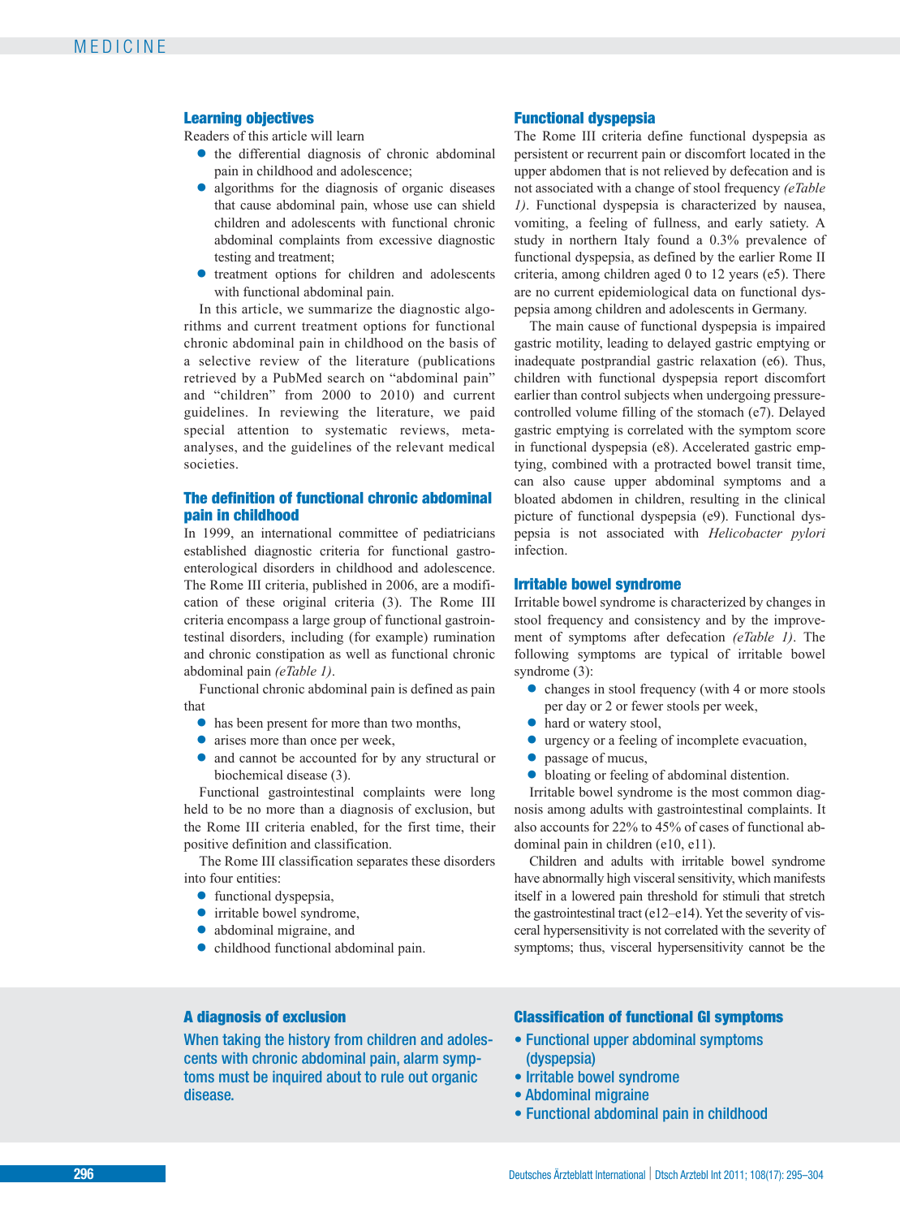## Learning objectives

Readers of this article will learn

- the differential diagnosis of chronic abdominal pain in childhood and adolescence;
- algorithms for the diagnosis of organic diseases that cause abdominal pain, whose use can shield children and adolescents with functional chronic abdominal complaints from excessive diagnostic testing and treatment;
- treatment options for children and adolescents with functional abdominal pain.

In this article, we summarize the diagnostic algorithms and current treatment options for functional chronic abdominal pain in childhood on the basis of a selective review of the literature (publications retrieved by a PubMed search on "abdominal pain" and "children" from 2000 to 2010) and current guidelines. In reviewing the literature, we paid special attention to systematic reviews, meta-analyses, and the guidelines of the relevant medical societies.

## The definition of functional chronic abdominal pain in childhood

In 1999, an international committee of pediatricians established diagnostic criteria for functional gastroenterological disorders in childhood and adolescence. The Rome III criteria, published in 2006, are a modification of these original criteria (3). The Rome III criteria encompass a large group of functional gastrointestinal disorders, including (for example) rumination and chronic constipation as well as functional chronic abdominal pain *(eTable 1)*.

Functional chronic abdominal pain is defined as pain that

- has been present for more than two months,
- arises more than once per week,
- and cannot be accounted for by any structural or biochemical disease (3).

Functional gastrointestinal complaints were long held to be no more than a diagnosis of exclusion, but the Rome III criteria enabled, for the first time, their positive definition and classification.

The Rome III classification separates these disorders into four entities:

- functional dyspepsia,
- irritable bowel syndrome,
- abdominal migraine, and
- childhood functional abdominal pain.

## Functional dyspepsia

The Rome III criteria define functional dyspepsia as persistent or recurrent pain or discomfort located in the upper abdomen that is not relieved by defecation and is not associated with a change of stool frequency *(eTable 1)*. Functional dyspepsia is characterized by nausea, vomiting, a feeling of fullness, and early satiety. A study in northern Italy found a 0.3% prevalence of functional dyspepsia, as defined by the earlier Rome II criteria, among children aged 0 to 12 years (e5). There are no current epidemiological data on functional dyspepsia among children and adolescents in Germany.

The main cause of functional dyspepsia is impaired gastric motility, leading to delayed gastric emptying or inadequate postprandial gastric relaxation (e6). Thus, children with functional dyspepsia report discomfort earlier than control subjects when undergoing pressure-controlled volume filling of the stomach (e7). Delayed gastric emptying is correlated with the symptom score in functional dyspepsia (e8). Accelerated gastric emptying, combined with a protracted bowel transit time, can also cause upper abdominal symptoms and a bloated abdomen in children, resulting in the clinical picture of functional dyspepsia (e9). Functional dyspepsia is not associated with *Helicobacter pylori* infection.

## Irritable bowel syndrome

Irritable bowel syndrome is characterized by changes in stool frequency and consistency and by the improvement of symptoms after defecation *(eTable 1)*. The following symptoms are typical of irritable bowel syndrome (3):

- changes in stool frequency (with 4 or more stools per day or 2 or fewer stools per week,
- hard or watery stool,
- urgency or a feeling of incomplete evacuation,
- passage of mucus,
- bloating or feeling of abdominal distention.

Irritable bowel syndrome is the most common diagnosis among adults with gastrointestinal complaints. It also accounts for 22% to 45% of cases of functional abdominal pain in children (e10, e11).

Children and adults with irritable bowel syndrome have abnormally high visceral sensitivity, which manifests itself in a lowered pain threshold for stimuli that stretch the gastrointestinal tract (e12–e14). Yet the severity of visceral hypersensitivity is not correlated with the severity of symptoms; thus, visceral hypersensitivity cannot be the

**A diagnosis of exclusion**

When taking the history from children and adolescents with chronic abdominal pain, alarm symptoms must be inquired about to rule out organic disease.

**Classification of functional GI symptoms**

- Functional upper abdominal symptoms (dyspepsia)
- Irritable bowel syndrome
- Abdominal migraine
- Functional abdominal pain in childhood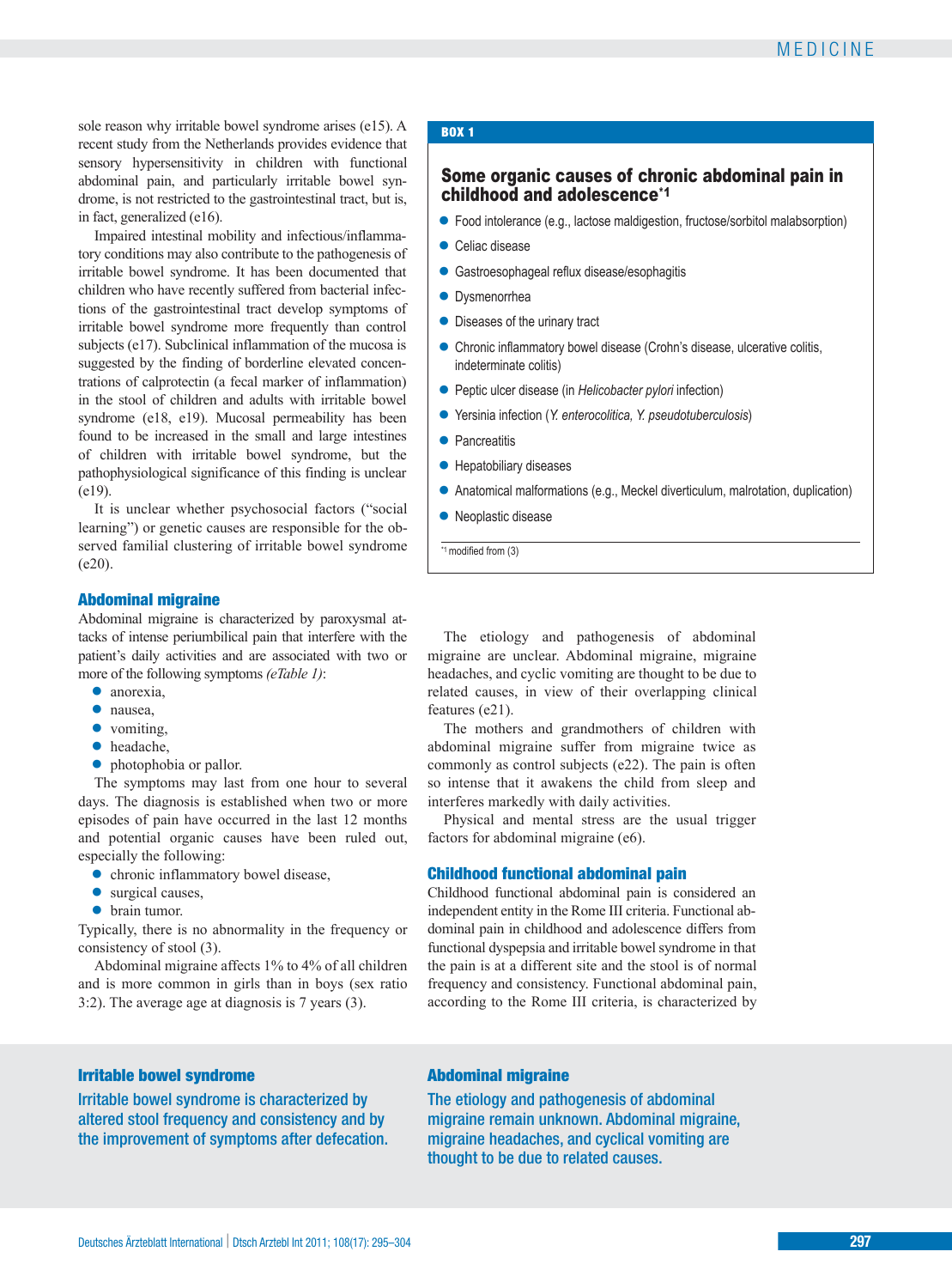sole reason why irritable bowel syndrome arises (e15). A recent study from the Netherlands provides evidence that sensory hypersensitivity in children with functional abdominal pain, and particularly irritable bowel syndrome, is not restricted to the gastrointestinal tract, but is, in fact, generalized (e16).

Impaired intestinal mobility and infectious/inflammatory conditions may also contribute to the pathogenesis of irritable bowel syndrome. It has been documented that children who have recently suffered from bacterial infections of the gastrointestinal tract develop symptoms of irritable bowel syndrome more frequently than control subjects (e17). Subclinical inflammation of the mucosa is suggested by the finding of borderline elevated concentrations of calprotectin (a fecal marker of inflammation) in the stool of children and adults with irritable bowel syndrome (e18, e19). Mucosal permeability has been found to be increased in the small and large intestines of children with irritable bowel syndrome, but the pathophysiological significance of this finding is unclear (e19).

It is unclear whether psychosocial factors ("social learning") or genetic causes are responsible for the observed familial clustering of irritable bowel syndrome (e20).

## Abdominal migraine

Abdominal migraine is characterized by paroxysmal attacks of intense periumbilical pain that interfere with the patient's daily activities and are associated with two or more of the following symptoms *(eTable 1)*:

- anorexia,
- nausea,
- vomiting,
- headache,
- photophobia or pallor.

The symptoms may last from one hour to several days. The diagnosis is established when two or more episodes of pain have occurred in the last 12 months and potential organic causes have been ruled out, especially the following:

- chronic inflammatory bowel disease,
- surgical causes,
- brain tumor.

Typically, there is no abnormality in the frequency or consistency of stool (3).

Abdominal migraine affects 1% to 4% of all children and is more common in girls than in boys (sex ratio 3:2). The average age at diagnosis is 7 years (3).

The etiology and pathogenesis of abdominal migraine are unclear. Abdominal migraine, migraine headaches, and cyclic vomiting are thought to be due to related causes, in view of their overlapping clinical features (e21).

The mothers and grandmothers of children with abdominal migraine suffer from migraine twice as commonly as control subjects (e22). The pain is often so intense that it awakens the child from sleep and interferes markedly with daily activities.

Physical and mental stress are the usual trigger factors for abdominal migraine (e6).

## Childhood functional abdominal pain

Childhood functional abdominal pain is considered an independent entity in the Rome III criteria. Functional abdominal pain in childhood and adolescence differs from functional dyspepsia and irritable bowel syndrome in that the pain is at a different site and the stool is of normal frequency and consistency. Functional abdominal pain, according to the Rome III criteria, is characterized by

---

**BOX 1**

### Some organic causes of chronic abdominal pain in childhood and adolescence*1

- Food intolerance (e.g., lactose maldigestion, fructose/sorbitol malabsorption)
- Celiac disease
- Gastroesophageal reflux disease/esophagitis
- Dysmenorrhea
- Diseases of the urinary tract
- Chronic inflammatory bowel disease (Crohn's disease, ulcerative colitis, indeterminate colitis)
- Peptic ulcer disease (in *Helicobacter pylori* infection)
- Yersinia infection (*Y. enterocolitica, Y. pseudotuberculosis*)
- Pancreatitis
- Hepatobiliary diseases
- Anatomical malformations (e.g., Meckel diverticulum, malrotation, duplication)
- Neoplastic disease

*1 modified from (3)

---

**Irritable bowel syndrome**

Irritable bowel syndrome is characterized by altered stool frequency and consistency and by the improvement of symptoms after defecation.

**Abdominal migraine**

The etiology and pathogenesis of abdominal migraine remain unknown. Abdominal migraine, migraine headaches, and cyclical vomiting are thought to be due to related causes.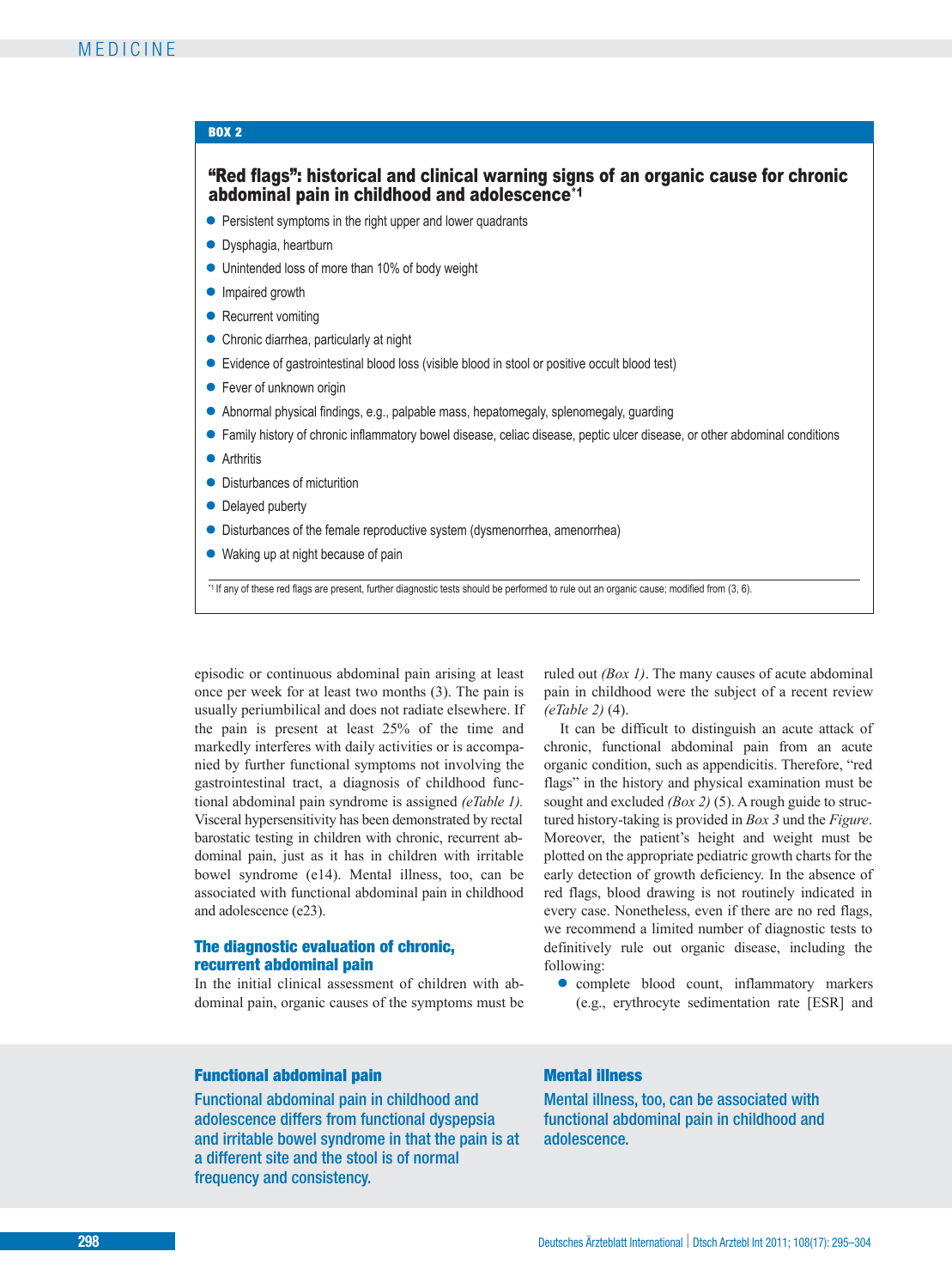**BOX 2**

### "Red flags": historical and clinical warning signs of an organic cause for chronic abdominal pain in childhood and adolescence[*1]

- Persistent symptoms in the right upper and lower quadrants
- Dysphagia, heartburn
- Unintended loss of more than 10% of body weight
- Impaired growth
- Recurrent vomiting
- Chronic diarrhea, particularly at night
- Evidence of gastrointestinal blood loss (visible blood in stool or positive occult blood test)
- Fever of unknown origin
- Abnormal physical findings, e.g., palpable mass, hepatomegaly, splenomegaly, guarding
- Family history of chronic inflammatory bowel disease, celiac disease, peptic ulcer disease, or other abdominal conditions
- Arthritis
- Disturbances of micturition
- Delayed puberty
- Disturbances of the female reproductive system (dysmenorrhea, amenorrhea)
- Waking up at night because of pain

[*1] If any of these red flags are present, further diagnostic tests should be performed to rule out an organic cause; modified from (3, 6).

episodic or continuous abdominal pain arising at least once per week for at least two months (3). The pain is usually periumbilical and does not radiate elsewhere. If the pain is present at least 25% of the time and markedly interferes with daily activities or is accompanied by further functional symptoms not involving the gastrointestinal tract, a diagnosis of childhood functional abdominal pain syndrome is assigned *(eTable 1).* Visceral hypersensitivity has been demonstrated by rectal barostatic testing in children with chronic, recurrent abdominal pain, just as it has in children with irritable bowel syndrome (e14). Mental illness, too, can be associated with functional abdominal pain in childhood and adolescence (e23).

## The diagnostic evaluation of chronic, recurrent abdominal pain

In the initial clinical assessment of children with abdominal pain, organic causes of the symptoms must be ruled out *(Box 1)*. The many causes of acute abdominal pain in childhood were the subject of a recent review *(eTable 2)* (4).

It can be difficult to distinguish an acute attack of chronic, functional abdominal pain from an acute organic condition, such as appendicitis. Therefore, "red flags" in the history and physical examination must be sought and excluded *(Box 2)* (5). A rough guide to structured history-taking is provided in *Box 3* und the *Figure*. Moreover, the patient's height and weight must be plotted on the appropriate pediatric growth charts for the early detection of growth deficiency. In the absence of red flags, blood drawing is not routinely indicated in every case. Nonetheless, even if there are no red flags, we recommend a limited number of diagnostic tests to definitively rule out organic disease, including the following:

- complete blood count, inflammatory markers (e.g., erythrocyte sedimentation rate [ESR] and

**Functional abdominal pain**

Functional abdominal pain in childhood and adolescence differs from functional dyspepsia and irritable bowel syndrome in that the pain is at a different site and the stool is of normal frequency and consistency.

**Mental illness**

Mental illness, too, can be associated with functional abdominal pain in childhood and adolescence.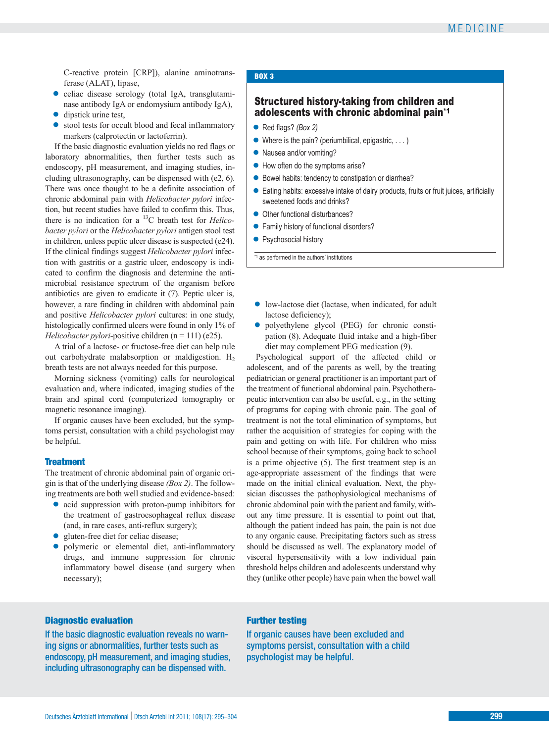C-reactive protein [CRP]), alanine aminotransferase (ALAT), lipase,

- celiac disease serology (total IgA, transglutaminase antibody IgA or endomysium antibody IgA),
- dipstick urine test,
- stool tests for occult blood and fecal inflammatory markers (calprotectin or lactoferrin).

If the basic diagnostic evaluation yields no red flags or laboratory abnormalities, then further tests such as endoscopy, pH measurement, and imaging studies, including ultrasonography, can be dispensed with (e2, 6). There was once thought to be a definite association of chronic abdominal pain with *Helicobacter pylori* infection, but recent studies have failed to confirm this. Thus, there is no indication for a $^{13}$C breath test for *Helicobacter pylori* or the *Helicobacter pylori* antigen stool test in children, unless peptic ulcer disease is suspected (e24). If the clinical findings suggest *Helicobacter pylori* infection with gastritis or a gastric ulcer, endoscopy is indicated to confirm the diagnosis and determine the antimicrobial resistance spectrum of the organism before antibiotics are given to eradicate it (7). Peptic ulcer is, however, a rare finding in children with abdominal pain and positive *Helicobacter pylori* cultures: in one study, histologically confirmed ulcers were found in only 1% of *Helicobacter pylori*-positive children (n = 111) (e25).

A trial of a lactose- or fructose-free diet can help rule out carbohydrate malabsorption or maldigestion. $H_2$ breath tests are not always needed for this purpose.

Morning sickness (vomiting) calls for neurological evaluation and, where indicated, imaging studies of the brain and spinal cord (computerized tomography or magnetic resonance imaging).

If organic causes have been excluded, but the symptoms persist, consultation with a child psychologist may be helpful.

## Treatment

The treatment of chronic abdominal pain of organic origin is that of the underlying disease *(Box 2)*. The following treatments are both well studied and evidence-based:

- acid suppression with proton-pump inhibitors for the treatment of gastroesophageal reflux disease (and, in rare cases, anti-reflux surgery);
- gluten-free diet for celiac disease;
- polymeric or elemental diet, anti-inflammatory drugs, and immune suppression for chronic inflammatory bowel disease (and surgery when necessary);
- low-lactose diet (lactase, when indicated, for adult lactose deficiency);
- polyethylene glycol (PEG) for chronic constipation (8). Adequate fluid intake and a high-fiber diet may complement PEG medication (9).

Psychological support of the affected child or adolescent, and of the parents as well, by the treating pediatrician or general practitioner is an important part of the treatment of functional abdominal pain. Psychotherapeutic intervention can also be useful, e.g., in the setting of programs for coping with chronic pain. The goal of treatment is not the total elimination of symptoms, but rather the acquisition of strategies for coping with the pain and getting on with life. For children who miss school because of their symptoms, going back to school is a prime objective (5). The first treatment step is an age-appropriate assessment of the findings that were made on the initial clinical evaluation. Next, the physician discusses the pathophysiological mechanisms of chronic abdominal pain with the patient and family, without any time pressure. It is essential to point out that, although the patient indeed has pain, the pain is not due to any organic cause. Precipitating factors such as stress should be discussed as well. The explanatory model of visceral hypersensitivity with a low individual pain threshold helps children and adolescents understand why they (unlike other people) have pain when the bowel wall

---

**BOX 3**

### Structured history-taking from children and adolescents with chronic abdominal pain*[1]

- Red flags? *(Box 2)*
- Where is the pain? (periumbilical, epigastric, . . . )
- Nausea and/or vomiting?
- How often do the symptoms arise?
- Bowel habits: tendency to constipation or diarrhea?
- Eating habits: excessive intake of dairy products, fruits or fruit juices, artificially sweetened foods and drinks?
- Other functional disturbances?
- Family history of functional disorders?
- Psychosocial history

*[1] as performed in the authors' institutions

---

**Diagnostic evaluation**

If the basic diagnostic evaluation reveals no warning signs or abnormalities, further tests such as endoscopy, pH measurement, and imaging studies, including ultrasonography can be dispensed with.

**Further testing**

If organic causes have been excluded and symptoms persist, consultation with a child psychologist may be helpful.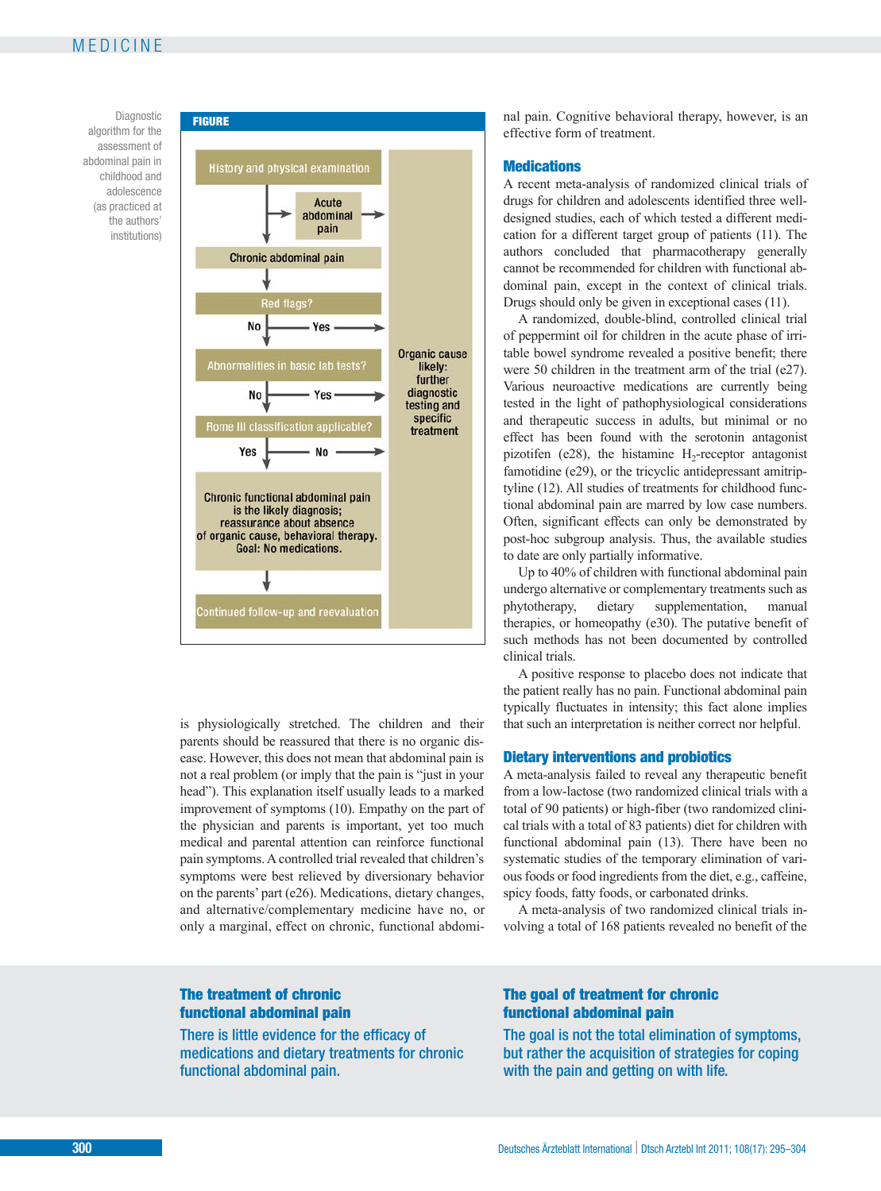**FIGURE**

Diagnostic algorithm for the assessment of abdominal pain in childhood and adolescence (as practiced at the authors' institutions)

- History and physical examination
  - → Acute abdominal pain → Organic cause likely: further diagnostic testing and specific treatment
- Chronic abdominal pain
- Red flags?
  - Yes → Organic cause likely: further diagnostic testing and specific treatment
  - No ↓
- Abnormalities in basic lab tests?
  - Yes → Organic cause likely: further diagnostic testing and specific treatment
  - No ↓
- Rome III classification applicable?
  - No → Organic cause likely: further diagnostic testing and specific treatment
  - Yes ↓
- Chronic functional abdominal pain is the likely diagnosis; reassurance about absence of organic cause, behavioral therapy. Goal: No medications.
- Continued follow-up and reevaluation

is physiologically stretched. The children and their parents should be reassured that there is no organic disease. However, this does not mean that abdominal pain is not a real problem (or imply that the pain is "just in your head"). This explanation itself usually leads to a marked improvement of symptoms (10). Empathy on the part of the physician and parents is important, yet too much medical and parental attention can reinforce functional pain symptoms. A controlled trial revealed that children's symptoms were best relieved by diversionary behavior on the parents' part (e26). Medications, dietary changes, and alternative/complementary medicine have no, or only a marginal, effect on chronic, functional abdominal pain. Cognitive behavioral therapy, however, is an effective form of treatment.

## Medications

A recent meta-analysis of randomized clinical trials of drugs for children and adolescents identified three well-designed studies, each of which tested a different medication for a different target group of patients (11). The authors concluded that pharmacotherapy generally cannot be recommended for children with functional abdominal pain, except in the context of clinical trials. Drugs should only be given in exceptional cases (11).

A randomized, double-blind, controlled clinical trial of peppermint oil for children in the acute phase of irritable bowel syndrome revealed a positive benefit; there were 50 children in the treatment arm of the trial (e27). Various neuroactive medications are currently being tested in the light of pathophysiological considerations and therapeutic success in adults, but minimal or no effect has been found with the serotonin antagonist pizotifen (e28), the histamine $H_2$-receptor antagonist famotidine (e29), or the tricyclic antidepressant amitriptyline (12). All studies of treatments for childhood functional abdominal pain are marred by low case numbers. Often, significant effects can only be demonstrated by post-hoc subgroup analysis. Thus, the available studies to date are only partially informative.

Up to 40% of children with functional abdominal pain undergo alternative or complementary treatments such as phytotherapy, dietary supplementation, manual therapies, or homeopathy (e30). The putative benefit of such methods has not been documented by controlled clinical trials.

A positive response to placebo does not indicate that the patient really has no pain. Functional abdominal pain typically fluctuates in intensity; this fact alone implies that such an interpretation is neither correct nor helpful.

## Dietary interventions and probiotics

A meta-analysis failed to reveal any therapeutic benefit from a low-lactose (two randomized clinical trials with a total of 90 patients) or high-fiber (two randomized clinical trials with a total of 83 patients) diet for children with functional abdominal pain (13). There have been no systematic studies of the temporary elimination of various foods or food ingredients from the diet, e.g., caffeine, spicy foods, fatty foods, or carbonated drinks.

A meta-analysis of two randomized clinical trials involving a total of 168 patients revealed no benefit of the

**The treatment of chronic functional abdominal pain**

There is little evidence for the efficacy of medications and dietary treatments for chronic functional abdominal pain.

**The goal of treatment for chronic functional abdominal pain**

The goal is not the total elimination of symptoms, but rather the acquisition of strategies for coping with the pain and getting on with life.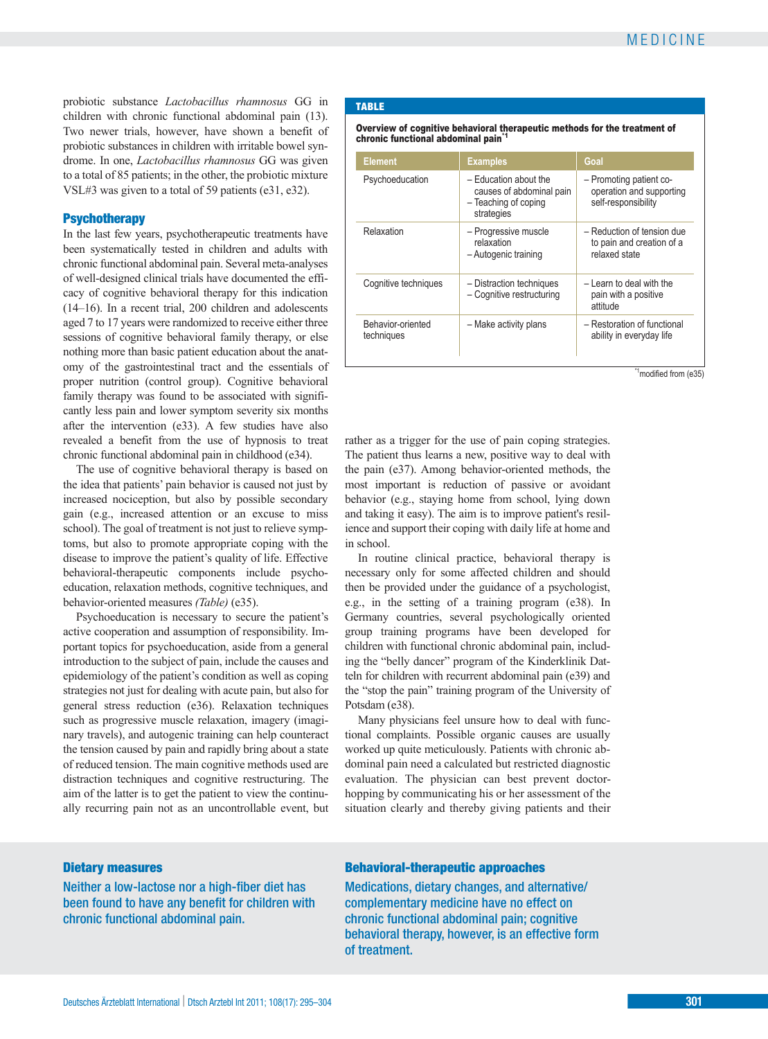probiotic substance *Lactobacillus rhamnosus* GG in children with chronic functional abdominal pain (13). Two newer trials, however, have shown a benefit of probiotic substances in children with irritable bowel syndrome. In one, *Lactobacillus rhamnosus* GG was given to a total of 85 patients; in the other, the probiotic mixture VSL#3 was given to a total of 59 patients (e31, e32).

## Psychotherapy

In the last few years, psychotherapeutic treatments have been systematically tested in children and adults with chronic functional abdominal pain. Several meta-analyses of well-designed clinical trials have documented the efficacy of cognitive behavioral therapy for this indication (14–16). In a recent trial, 200 children and adolescents aged 7 to 17 years were randomized to receive either three sessions of cognitive behavioral family therapy, or else nothing more than basic patient education about the anatomy of the gastrointestinal tract and the essentials of proper nutrition (control group). Cognitive behavioral family therapy was found to be associated with significantly less pain and lower symptom severity six months after the intervention (e33). A few studies have also revealed a benefit from the use of hypnosis to treat chronic functional abdominal pain in childhood (e34).

The use of cognitive behavioral therapy is based on the idea that patients' pain behavior is caused not just by increased nociception, but also by possible secondary gain (e.g., increased attention or an excuse to miss school). The goal of treatment is not just to relieve symptoms, but also to promote appropriate coping with the disease to improve the patient's quality of life. Effective behavioral-therapeutic components include psychoeducation, relaxation methods, cognitive techniques, and behavior-oriented measures *(Table)* (e35).

Psychoeducation is necessary to secure the patient's active cooperation and assumption of responsibility. Important topics for psychoeducation, aside from a general introduction to the subject of pain, include the causes and epidemiology of the patient's condition as well as coping strategies not just for dealing with acute pain, but also for general stress reduction (e36). Relaxation techniques such as progressive muscle relaxation, imagery (imaginary travels), and autogenic training can help counteract the tension caused by pain and rapidly bring about a state of reduced tension. The main cognitive methods used are distraction techniques and cognitive restructuring. The aim of the latter is to get the patient to view the continually recurring pain not as an uncontrollable event, but rather as a trigger for the use of pain coping strategies. The patient thus learns a new, positive way to deal with the pain (e37). Among behavior-oriented methods, the most important is reduction of passive or avoidant behavior (e.g., staying home from school, lying down and taking it easy). The aim is to improve patient's resilience and support their coping with daily life at home and in school.

**TABLE**

**Overview of cognitive behavioral therapeutic methods for the treatment of chronic functional abdominal pain**[*1]

| Element | Examples | Goal |
|---|---|---|
| Psychoeducation | – Education about the causes of abdominal pain<br>– Teaching of coping strategies | – Promoting patient co-operation and supporting self-responsibility |
| Relaxation | – Progressive muscle relaxation<br>– Autogenic training | – Reduction of tension due to pain and creation of a relaxed state |
| Cognitive techniques | – Distraction techniques<br>– Cognitive restructuring | – Learn to deal with the pain with a positive attitude |
| Behavior-oriented techniques | – Make activity plans | – Restoration of functional ability in everyday life |

[*1]modified from (e35)

In routine clinical practice, behavioral therapy is necessary only for some affected children and should then be provided under the guidance of a psychologist, e.g., in the setting of a training program (e38). In Germany countries, several psychologically oriented group training programs have been developed for children with functional chronic abdominal pain, including the "belly dancer" program of the Kinderklinik Datteln for children with recurrent abdominal pain (e39) and the "stop the pain" training program of the University of Potsdam (e38).

Many physicians feel unsure how to deal with functional complaints. Possible organic causes are usually worked up quite meticulously. Patients with chronic abdominal pain need a calculated but restricted diagnostic evaluation. The physician can best prevent doctor-hopping by communicating his or her assessment of the situation clearly and thereby giving patients and their

**Dietary measures**

Neither a low-lactose nor a high-fiber diet has been found to have any benefit for children with chronic functional abdominal pain.

**Behavioral-therapeutic approaches**

Medications, dietary changes, and alternative/complementary medicine have no effect on chronic functional abdominal pain; cognitive behavioral therapy, however, is an effective form of treatment.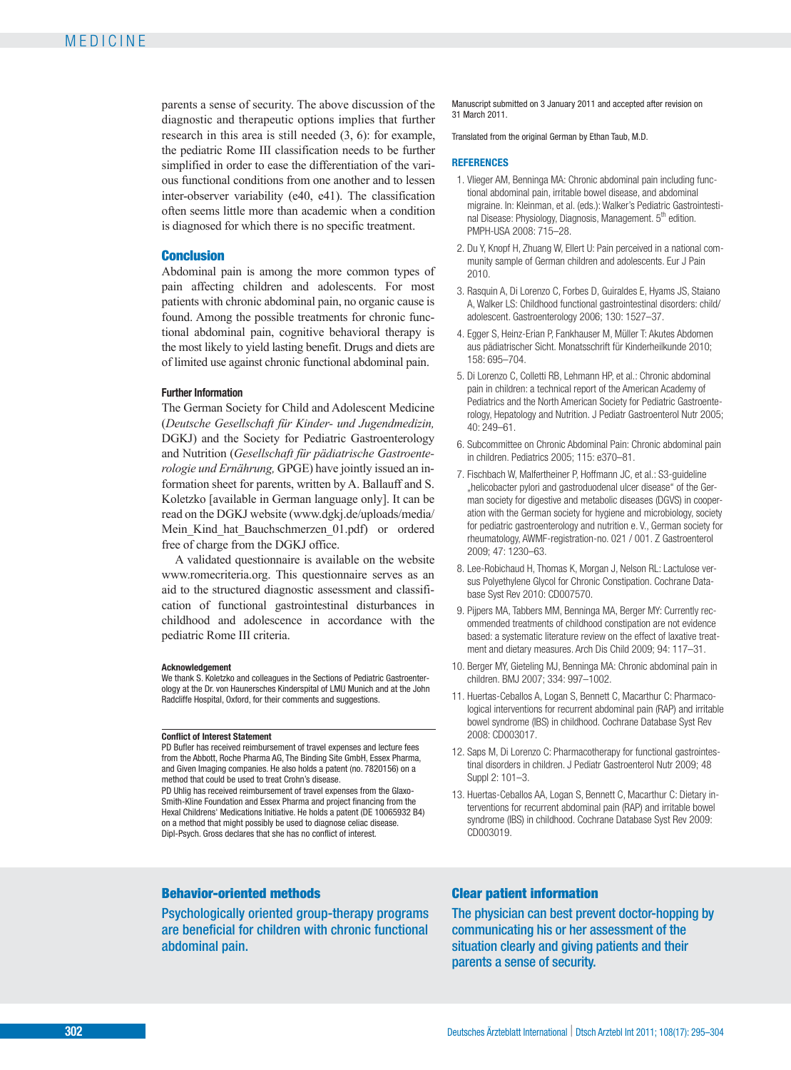parents a sense of security. The above discussion of the diagnostic and therapeutic options implies that further research in this area is still needed (3, 6): for example, the pediatric Rome III classification needs to be further simplified in order to ease the differentiation of the various functional conditions from one another and to lessen inter-observer variability (e40, e41). The classification often seems little more than academic when a condition is diagnosed for which there is no specific treatment.

## Conclusion

Abdominal pain is among the more common types of pain affecting children and adolescents. For most patients with chronic abdominal pain, no organic cause is found. Among the possible treatments for chronic functional abdominal pain, cognitive behavioral therapy is the most likely to yield lasting benefit. Drugs and diets are of limited use against chronic functional abdominal pain.

### Further Information

The German Society for Child and Adolescent Medicine (*Deutsche Gesellschaft für Kinder- und Jugendmedizin,* DGKJ) and the Society for Pediatric Gastroenterology and Nutrition (*Gesellschaft für pädiatrische Gastroenterologie und Ernährung,* GPGE) have jointly issued an information sheet for parents, written by A. Ballauff and S. Koletzko [available in German language only]. It can be read on the DGKJ website (www.dgkj.de/uploads/media/Mein_Kind_hat_Bauchschmerzen_01.pdf) or ordered free of charge from the DGKJ office.

A validated questionnaire is available on the website www.romecriteria.org. This questionnaire serves as an aid to the structured diagnostic assessment and classification of functional gastrointestinal disturbances in childhood and adolescence in accordance with the pediatric Rome III criteria.

**Acknowledgement**

We thank S. Koletzko and colleagues in the Sections of Pediatric Gastroenterology at the Dr. von Haunersches Kinderspital of LMU Munich and at the John Radcliffe Hospital, Oxford, for their comments and suggestions.

**Conflict of Interest Statement**

PD Bufler has received reimbursement of travel expenses and lecture fees from the Abbott, Roche Pharma AG, The Binding Site GmbH, Essex Pharma, and Given Imaging companies. He also holds a patent (no. 7820156) on a method that could be used to treat Crohn's disease.

PD Uhlig has received reimbursement of travel expenses from the GlaxoSmith-Kline Foundation and Essex Pharma and project financing from the Hexal Childrens' Medications Initiative. He holds a patent (DE 10065932 B4) on a method that might possibly be used to diagnose celiac disease.

Dipl-Psych. Gross declares that she has no conflict of interest.

Manuscript submitted on 3 January 2011 and accepted after revision on 31 March 2011.

Translated from the original German by Ethan Taub, M.D.

## REFERENCES

1. Vlieger AM, Benninga MA: Chronic abdominal pain including functional abdominal pain, irritable bowel disease, and abdominal migraine. In: Kleinman, et al. (eds.): Walker's Pediatric Gastrointestinal Disease: Physiology, Diagnosis, Management. 5th edition. PMPH-USA 2008: 715–28.
2. Du Y, Knopf H, Zhuang W, Ellert U: Pain perceived in a national community sample of German children and adolescents. Eur J Pain 2010.
3. Rasquin A, Di Lorenzo C, Forbes D, Guiraldes E, Hyams JS, Staiano A, Walker LS: Childhood functional gastrointestinal disorders: child/adolescent. Gastroenterology 2006; 130: 1527–37.
4. Egger S, Heinz-Erian P, Fankhauser M, Müller T: Akutes Abdomen aus pädiatrischer Sicht. Monatsschrift für Kinderheilkunde 2010; 158: 695–704.
5. Di Lorenzo C, Colletti RB, Lehmann HP, et al.: Chronic abdominal pain in children: a technical report of the American Academy of Pediatrics and the North American Society for Pediatric Gastroenterology, Hepatology and Nutrition. J Pediatr Gastroenterol Nutr 2005; 40: 249–61.
6. Subcommittee on Chronic Abdominal Pain: Chronic abdominal pain in children. Pediatrics 2005; 115: e370–81.
7. Fischbach W, Malfertheiner P, Hoffmann JC, et al.: S3-guideline „helicobacter pylori and gastroduodenal ulcer disease" of the German society for digestive and metabolic diseases (DGVS) in cooperation with the German society for hygiene and microbiology, society for pediatric gastroenterology and nutrition e. V., German society for rheumatology, AWMF-registration-no. 021 / 001. Z Gastroenterol 2009; 47: 1230–63.
8. Lee-Robichaud H, Thomas K, Morgan J, Nelson RL: Lactulose versus Polyethylene Glycol for Chronic Constipation. Cochrane Database Syst Rev 2010: CD007570.
9. Pijpers MA, Tabbers MM, Benninga MA, Berger MY: Currently recommended treatments of childhood constipation are not evidence based: a systematic literature review on the effect of laxative treatment and dietary measures. Arch Dis Child 2009; 94: 117–31.
10. Berger MY, Gieteling MJ, Benninga MA: Chronic abdominal pain in children. BMJ 2007; 334: 997–1002.
11. Huertas-Ceballos A, Logan S, Bennett C, Macarthur C: Pharmacological interventions for recurrent abdominal pain (RAP) and irritable bowel syndrome (IBS) in childhood. Cochrane Database Syst Rev 2008: CD003017.
12. Saps M, Di Lorenzo C: Pharmacotherapy for functional gastrointestinal disorders in children. J Pediatr Gastroenterol Nutr 2009; 48 Suppl 2: 101–3.
13. Huertas-Ceballos AA, Logan S, Bennett C, Macarthur C: Dietary interventions for recurrent abdominal pain (RAP) and irritable bowel syndrome (IBS) in childhood. Cochrane Database Syst Rev 2009: CD003019.

### Behavior-oriented methods

Psychologically oriented group-therapy programs are beneficial for children with chronic functional abdominal pain.

### Clear patient information

The physician can best prevent doctor-hopping by communicating his or her assessment of the situation clearly and giving patients and their parents a sense of security.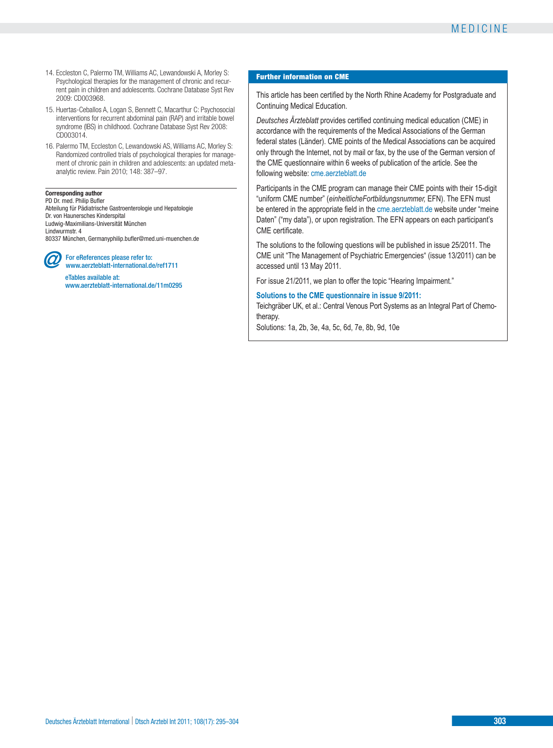14. Eccleston C, Palermo TM, Williams AC, Lewandowski A, Morley S: Psychological therapies for the management of chronic and recurrent pain in children and adolescents. Cochrane Database Syst Rev 2009: CD003968.
15. Huertas-Ceballos A, Logan S, Bennett C, Macarthur C: Psychosocial interventions for recurrent abdominal pain (RAP) and irritable bowel syndrome (IBS) in childhood. Cochrane Database Syst Rev 2008: CD003014.
16. Palermo TM, Eccleston C, Lewandowski AS, Williams AC, Morley S: Randomized controlled trials of psychological therapies for management of chronic pain in children and adolescents: an updated meta-analytic review. Pain 2010; 148: 387–97.

**Corresponding author**
PD Dr. med. Philip Bufler
Abteilung für Pädiatrische Gastroenterologie und Hepatologie
Dr. von Haunersches Kinderspital
Ludwig-Maximilians-Universität München
Lindwurmstr. 4
80337 München, Germanyphilip.bufler@med.uni-muenchen.de

For eReferences please refer to:
www.aerzteblatt-international.de/ref1711

eTables available at:
www.aerzteblatt-international.de/11m0295

## Further information on CME

This article has been certified by the North Rhine Academy for Postgraduate and Continuing Medical Education.

*Deutsches Ärzteblatt* provides certified continuing medical education (CME) in accordance with the requirements of the Medical Associations of the German federal states (Länder). CME points of the Medical Associations can be acquired only through the Internet, not by mail or fax, by the use of the German version of the CME questionnaire within 6 weeks of publication of the article. See the following website: cme.aerzteblatt.de

Participants in the CME program can manage their CME points with their 15-digit "uniform CME number" (*einheitlicheFortbildungsnummer,* EFN). The EFN must be entered in the appropriate field in the cme.aerzteblatt.de website under "meine Daten" ("my data"), or upon registration. The EFN appears on each participant's CME certificate.

The solutions to the following questions will be published in issue 25/2011. The CME unit "The Management of Psychiatric Emergencies" (issue 13/2011) can be accessed until 13 May 2011.

For issue 21/2011, we plan to offer the topic "Hearing Impairment."

**Solutions to the CME questionnaire in issue 9/2011:**
Teichgräber UK, et al.: Central Venous Port Systems as an Integral Part of Chemotherapy.
Solutions: 1a, 2b, 3e, 4a, 5c, 6d, 7e, 8b, 9d, 10e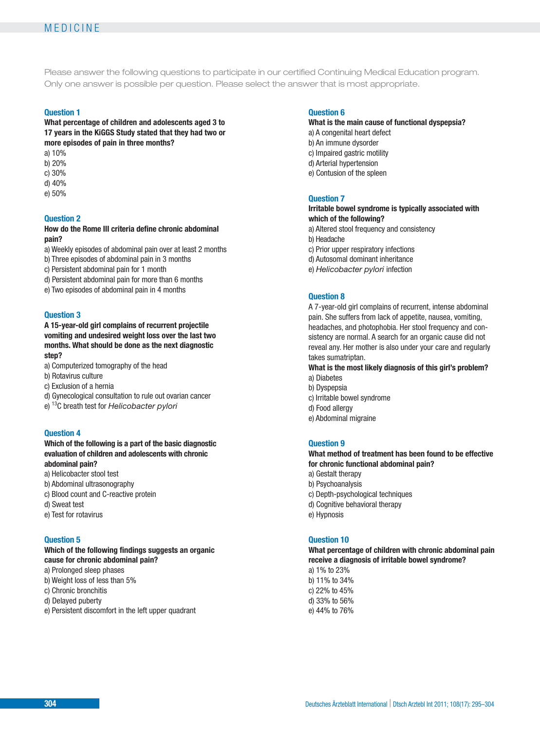Please answer the following questions to participate in our certified Continuing Medical Education program. Only one answer is possible per question. Please select the answer that is most appropriate.

### Question 1

**What percentage of children and adolescents aged 3 to 17 years in the KiGGS Study stated that they had two or more episodes of pain in three months?**

a) 10%
b) 20%
c) 30%
d) 40%
e) 50%

### Question 2

**How do the Rome III criteria define chronic abdominal pain?**

a) Weekly episodes of abdominal pain over at least 2 months
b) Three episodes of abdominal pain in 3 months
c) Persistent abdominal pain for 1 month
d) Persistent abdominal pain for more than 6 months
e) Two episodes of abdominal pain in 4 months

### Question 3

**A 15-year-old girl complains of recurrent projectile vomiting and undesired weight loss over the last two months. What should be done as the next diagnostic step?**

a) Computerized tomography of the head
b) Rotavirus culture
c) Exclusion of a hernia
d) Gynecological consultation to rule out ovarian cancer
e) $^{13}C$ breath test for *Helicobacter pylori*

### Question 4

**Which of the following is a part of the basic diagnostic evaluation of children and adolescents with chronic abdominal pain?**

a) Helicobacter stool test
b) Abdominal ultrasonography
c) Blood count and C-reactive protein
d) Sweat test
e) Test for rotavirus

### Question 5

**Which of the following findings suggests an organic cause for chronic abdominal pain?**

a) Prolonged sleep phases
b) Weight loss of less than 5%
c) Chronic bronchitis
d) Delayed puberty
e) Persistent discomfort in the left upper quadrant

### Question 6

**What is the main cause of functional dyspepsia?**

a) A congenital heart defect
b) An immune dysorder
c) Impaired gastric motility
d) Arterial hypertension
e) Contusion of the spleen

### Question 7

**Irritable bowel syndrome is typically associated with which of the following?**

a) Altered stool frequency and consistency
b) Headache
c) Prior upper respiratory infections
d) Autosomal dominant inheritance
e) *Helicobacter pylori* infection

### Question 8

A 7-year-old girl complains of recurrent, intense abdominal pain. She suffers from lack of appetite, nausea, vomiting, headaches, and photophobia. Her stool frequency and consistency are normal. A search for an organic cause did not reveal any. Her mother is also under your care and regularly takes sumatriptan.

**What is the most likely diagnosis of this girl's problem?**

a) Diabetes
b) Dyspepsia
c) Irritable bowel syndrome
d) Food allergy
e) Abdominal migraine

### Question 9

**What method of treatment has been found to be effective for chronic functional abdominal pain?**

a) Gestalt therapy
b) Psychoanalysis
c) Depth-psychological techniques
d) Cognitive behavioral therapy
e) Hypnosis

### Question 10

**What percentage of children with chronic abdominal pain receive a diagnosis of irritable bowel syndrome?**

a) 1% to 23%
b) 11% to 34%
c) 22% to 45%
d) 33% to 56%
e) 44% to 76%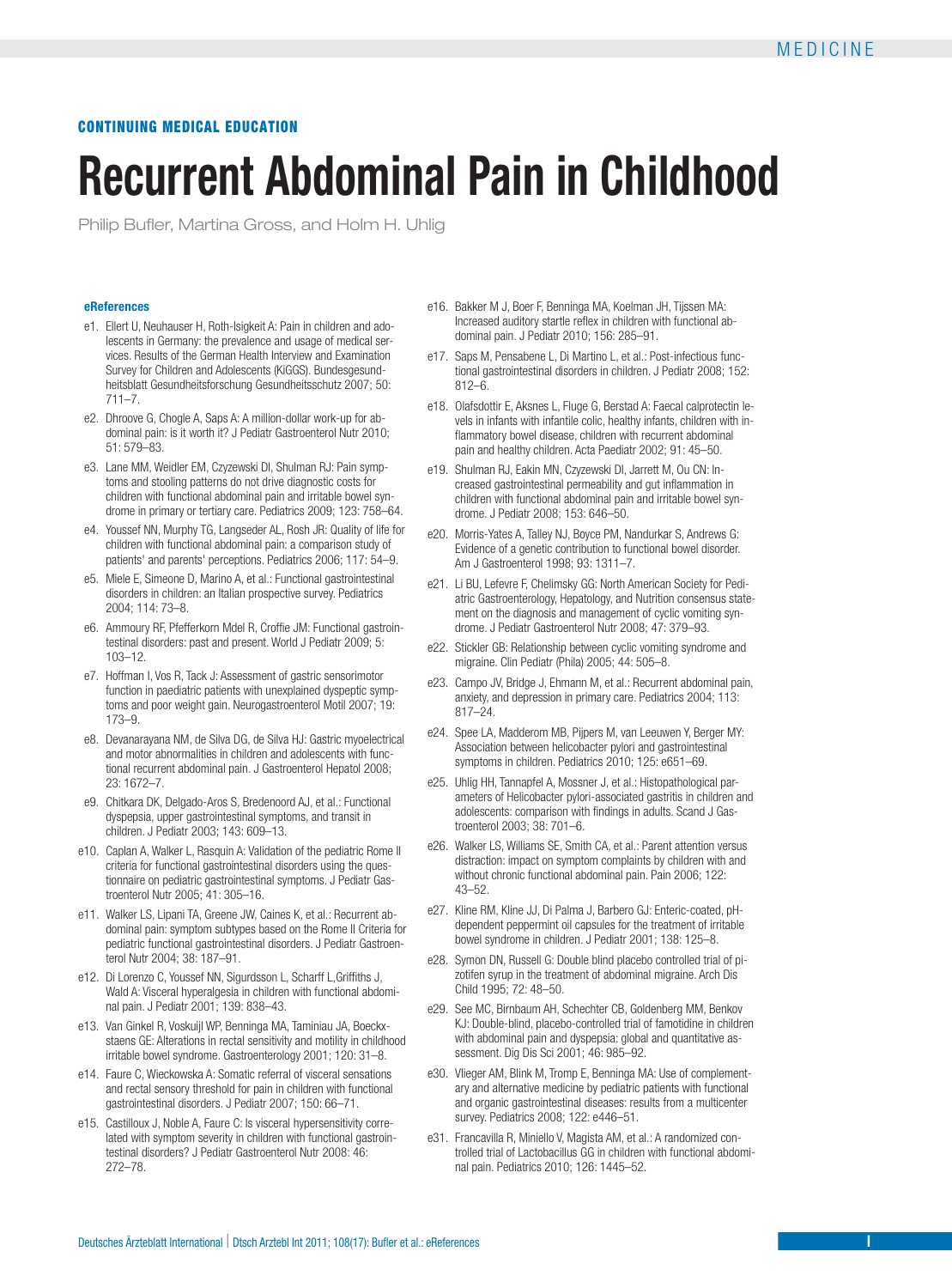CONTINUING MEDICAL EDUCATION

# Recurrent Abdominal Pain in Childhood

Philip Bufler, Martina Gross, and Holm H. Uhlig

### eReferences

- e1. Ellert U, Neuhauser H, Roth-Isigkeit A: Pain in children and adolescents in Germany: the prevalence and usage of medical services. Results of the German Health Interview and Examination Survey for Children and Adolescents (KiGGS). Bundesgesundheitsblatt Gesundheitsforschung Gesundheitsschutz 2007; 50: 711–7.
- e2. Dhroove G, Chogle A, Saps A: A million-dollar work-up for abdominal pain: is it worth it? J Pediatr Gastroenterol Nutr 2010; 51: 579–83.
- e3. Lane MM, Weidler EM, Czyzewski DI, Shulman RJ: Pain symptoms and stooling patterns do not drive diagnostic costs for children with functional abdominal pain and irritable bowel syndrome in primary or tertiary care. Pediatrics 2009; 123: 758–64.
- e4. Youssef NN, Murphy TG, Langseder AL, Rosh JR: Quality of life for children with functional abdominal pain: a comparison study of patients' and parents' perceptions. Pediatrics 2006; 117: 54–9.
- e5. Miele E, Simeone D, Marino A, et al.: Functional gastrointestinal disorders in children: an Italian prospective survey. Pediatrics 2004; 114: 73–8.
- e6. Ammoury RF, Pfefferkorn Mdel R, Croffie JM: Functional gastrointestinal disorders: past and present. World J Pediatr 2009; 5: 103–12.
- e7. Hoffman I, Vos R, Tack J: Assessment of gastric sensorimotor function in paediatric patients with unexplained dyspeptic symptoms and poor weight gain. Neurogastroenterol Motil 2007; 19: 173–9.
- e8. Devanarayana NM, de Silva DG, de Silva HJ: Gastric myoelectrical and motor abnormalities in children and adolescents with functional recurrent abdominal pain. J Gastroenterol Hepatol 2008; 23: 1672–7.
- e9. Chitkara DK, Delgado-Aros S, Bredenoord AJ, et al.: Functional dyspepsia, upper gastrointestinal symptoms, and transit in children. J Pediatr 2003; 143: 609–13.
- e10. Caplan A, Walker L, Rasquin A: Validation of the pediatric Rome II criteria for functional gastrointestinal disorders using the questionnaire on pediatric gastrointestinal symptoms. J Pediatr Gastroenterol Nutr 2005; 41: 305–16.
- e11. Walker LS, Lipani TA, Greene JW, Caines K, et al.: Recurrent abdominal pain: symptom subtypes based on the Rome II Criteria for pediatric functional gastrointestinal disorders. J Pediatr Gastroenterol Nutr 2004; 38: 187–91.
- e12. Di Lorenzo C, Youssef NN, Sigurdsson L, Scharff L,Griffiths J, Wald A: Visceral hyperalgesia in children with functional abdominal pain. J Pediatr 2001; 139: 838–43.
- e13. Van Ginkel R, Voskuijl WP, Benninga MA, Taminiau JA, Boeckxstaens GE: Alterations in rectal sensitivity and motility in childhood irritable bowel syndrome. Gastroenterology 2001; 120: 31–8.
- e14. Faure C, Wieckowska A: Somatic referral of visceral sensations and rectal sensory threshold for pain in children with functional gastrointestinal disorders. J Pediatr 2007; 150: 66–71.
- e15. Castilloux J, Noble A, Faure C: Is visceral hypersensitivity correlated with symptom severity in children with functional gastrointestinal disorders? J Pediatr Gastroenterol Nutr 2008: 46: 272–78.
- e16. Bakker M J, Boer F, Benninga MA, Koelman JH, Tijssen MA: Increased auditory startle reflex in children with functional abdominal pain. J Pediatr 2010; 156: 285–91.
- e17. Saps M, Pensabene L, Di Martino L, et al.: Post-infectious functional gastrointestinal disorders in children. J Pediatr 2008; 152: 812–6.
- e18. Olafsdottir E, Aksnes L, Fluge G, Berstad A: Faecal calprotectin levels in infants with infantile colic, healthy infants, children with inflammatory bowel disease, children with recurrent abdominal pain and healthy children. Acta Paediatr 2002; 91: 45–50.
- e19. Shulman RJ, Eakin MN, Czyzewski DI, Jarrett M, Ou CN: Increased gastrointestinal permeability and gut inflammation in children with functional abdominal pain and irritable bowel syndrome. J Pediatr 2008; 153: 646–50.
- e20. Morris-Yates A, Talley NJ, Boyce PM, Nandurkar S, Andrews G: Evidence of a genetic contribution to functional bowel disorder. Am J Gastroenterol 1998; 93: 1311–7.
- e21. Li BU, Lefevre F, Chelimsky GG: North American Society for Pediatric Gastroenterology, Hepatology, and Nutrition consensus statement on the diagnosis and management of cyclic vomiting syndrome. J Pediatr Gastroenterol Nutr 2008; 47: 379–93.
- e22. Stickler GB: Relationship between cyclic vomiting syndrome and migraine. Clin Pediatr (Phila) 2005; 44: 505–8.
- e23. Campo JV, Bridge J, Ehmann M, et al.: Recurrent abdominal pain, anxiety, and depression in primary care. Pediatrics 2004; 113: 817–24.
- e24. Spee LA, Madderom MB, Pijpers M, van Leeuwen Y, Berger MY: Association between helicobacter pylori and gastrointestinal symptoms in children. Pediatrics 2010; 125: e651–69.
- e25. Uhlig HH, Tannapfel A, Mossner J, et al.: Histopathological parameters of Helicobacter pylori-associated gastritis in children and adolescents: comparison with findings in adults. Scand J Gastroenterol 2003; 38: 701–6.
- e26. Walker LS, Williams SE, Smith CA, et al.: Parent attention versus distraction: impact on symptom complaints by children with and without chronic functional abdominal pain. Pain 2006; 122: 43–52.
- e27. Kline RM, Kline JJ, Di Palma J, Barbero GJ: Enteric-coated, pH-dependent peppermint oil capsules for the treatment of irritable bowel syndrome in children. J Pediatr 2001; 138: 125–8.
- e28. Symon DN, Russell G: Double blind placebo controlled trial of pizotifen syrup in the treatment of abdominal migraine. Arch Dis Child 1995; 72: 48–50.
- e29. See MC, Birnbaum AH, Schechter CB, Goldenberg MM, Benkov KJ: Double-blind, placebo-controlled trial of famotidine in children with abdominal pain and dyspepsia: global and quantitative assessment. Dig Dis Sci 2001; 46: 985–92.
- e30. Vlieger AM, Blink M, Tromp E, Benninga MA: Use of complementary and alternative medicine by pediatric patients with functional and organic gastrointestinal diseases: results from a multicenter survey. Pediatrics 2008; 122: e446–51.
- e31. Francavilla R, Miniello V, Magista AM, et al.: A randomized controlled trial of Lactobacillus GG in children with functional abdominal pain. Pediatrics 2010; 126: 1445–52.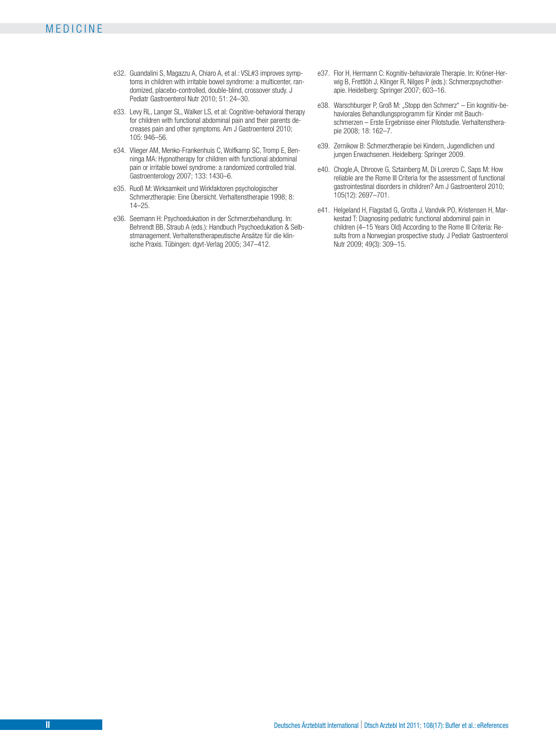e32. Guandalini S, Magazzu A, Chiaro A, et al.: VSL#3 improves symptoms in children with irritable bowel syndrome: a multicenter, randomized, placebo-controlled, double-blind, crossover study. J Pediatr Gastroenterol Nutr 2010; 51: 24–30.

e33. Levy RL, Langer SL, Walker LS, et al: Cognitive-behavioral therapy for children with functional abdominal pain and their parents decreases pain and other symptoms. Am J Gastroenterol 2010; 105: 946–56.

e34. Vlieger AM, Menko-Frankenhuis C, Wolfkamp SC, Tromp E, Benninga MA: Hypnotherapy for children with functional abdominal pain or irritable bowel syndrome: a randomized controlled trial. Gastroenterology 2007; 133: 1430–6.

e35. Ruoß M: Wirksamkeit und Wirkfaktoren psychologischer Schmerztherapie: Eine Übersicht. Verhaltenstherapie 1998; 8: 14–25.

e36. Seemann H: Psychoedukation in der Schmerzbehandlung. In: Behrendt BB, Straub A (eds.): Handbuch Psychoedukation & Selbstmanagement. Verhaltenstherapeutische Ansätze für die klinische Praxis. Tübingen: dgvt-Verlag 2005; 347–412.

e37. Flor H, Hermann C: Kognitiv-behaviorale Therapie. In: Kröner-Herwig B, Frettlöh J, Klinger R, Nilges P (eds.): Schmerzpsychotherapie. Heidelberg: Springer 2007; 603–16.

e38. Warschburger P, Groß M: „Stopp den Schmerz" – Ein kognitiv-behaviorales Behandlungsprogramm für Kinder mit Bauchschmerzen – Erste Ergebnisse einer Pilotstudie. Verhaltenstherapie 2008; 18: 162–7.

e39. Zernikow B: Schmerztherapie bei Kindern, Jugendlichen und jungen Erwachsenen. Heidelberg: Springer 2009.

e40. Chogle,A, Dhroove G, Sztainberg M, Di Lorenzo C, Saps M: How reliable are the Rome III Criteria for the assessment of functional gastrointestinal disorders in children? Am J Gastroenterol 2010; 105(12): 2697–701.

e41. Helgeland H, Flagstad G, Grotta J, Vandvik PO, Kristensen H, Markestad T: Diagnosing pediatric functional abdominal pain in children (4–15 Years Old) According to the Rome III Criteria: Results from a Norwegian prospective study. J Pediatr Gastroenterol Nutr 2009; 49(3): 309–15.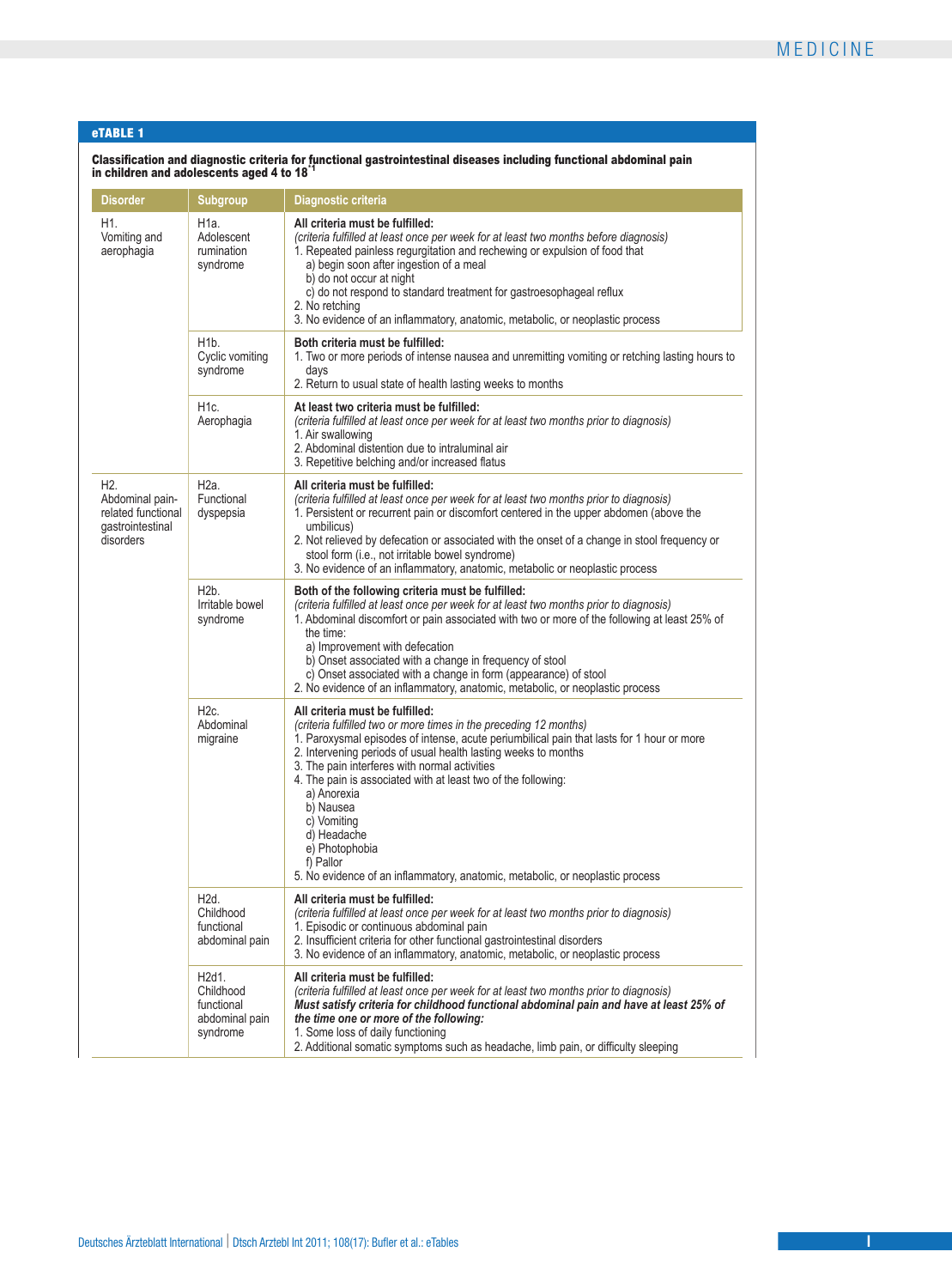**eTABLE 1**

**Classification and diagnostic criteria for functional gastrointestinal diseases including functional abdominal pain in children and adolescents aged 4 to 18**[*1]

| Disorder | Subgroup | Diagnostic criteria |
|---|---|---|
| H1. Vomiting and aerophagia | H1a. Adolescent rumination syndrome | **All criteria must be fulfilled:** *(criteria fulfilled at least once per week for at least two months before diagnosis)* 1. Repeated painless regurgitation and rechewing or expulsion of food that a) begin soon after ingestion of a meal b) do not occur at night c) do not respond to standard treatment for gastroesophageal reflux 2. No retching 3. No evidence of an inflammatory, anatomic, metabolic, or neoplastic process |
| | H1b. Cyclic vomiting syndrome | **Both criteria must be fulfilled:** 1. Two or more periods of intense nausea and unremitting vomiting or retching lasting hours to days 2. Return to usual state of health lasting weeks to months |
| | H1c. Aerophagia | **At least two criteria must be fulfilled:** *(criteria fulfilled at least once per week for at least two months prior to diagnosis)* 1. Air swallowing 2. Abdominal distention due to intraluminal air 3. Repetitive belching and/or increased flatus |
| H2. Abdominal pain-related functional gastrointestinal disorders | H2a. Functional dyspepsia | **All criteria must be fulfilled:** *(criteria fulfilled at least once per week for at least two months prior to diagnosis)* 1. Persistent or recurrent pain or discomfort centered in the upper abdomen (above the umbilicus) 2. Not relieved by defecation or associated with the onset of a change in stool frequency or stool form (i.e., not irritable bowel syndrome) 3. No evidence of an inflammatory, anatomic, metabolic or neoplastic process |
| | H2b. Irritable bowel syndrome | **Both of the following criteria must be fulfilled:** *(criteria fulfilled at least once per week for at least two months prior to diagnosis)* 1. Abdominal discomfort or pain associated with two or more of the following at least 25% of the time: a) Improvement with defecation b) Onset associated with a change in frequency of stool c) Onset associated with a change in form (appearance) of stool 2. No evidence of an inflammatory, anatomic, metabolic, or neoplastic process |
| | H2c. Abdominal migraine | **All criteria must be fulfilled:** *(criteria fulfilled two or more times in the preceding 12 months)* 1. Paroxysmal episodes of intense, acute periumbilical pain that lasts for 1 hour or more 2. Intervening periods of usual health lasting weeks to months 3. The pain interferes with normal activities 4. The pain is associated with at least two of the following: a) Anorexia b) Nausea c) Vomiting d) Headache e) Photophobia f) Pallor 5. No evidence of an inflammatory, anatomic, metabolic, or neoplastic process |
| | H2d. Childhood functional abdominal pain | **All criteria must be fulfilled:** *(criteria fulfilled at least once per week for at least two months prior to diagnosis)* 1. Episodic or continuous abdominal pain 2. Insufficient criteria for other functional gastrointestinal disorders 3. No evidence of an inflammatory, anatomic, metabolic, or neoplastic process |
| | H2d1. Childhood functional abdominal pain syndrome | **All criteria must be fulfilled:** *(criteria fulfilled at least once per week for at least two months prior to diagnosis)* ***Must satisfy criteria for childhood functional abdominal pain and have at least 25% of the time one or more of the following:*** 1. Some loss of daily functioning 2. Additional somatic symptoms such as headache, limb pain, or difficulty sleeping |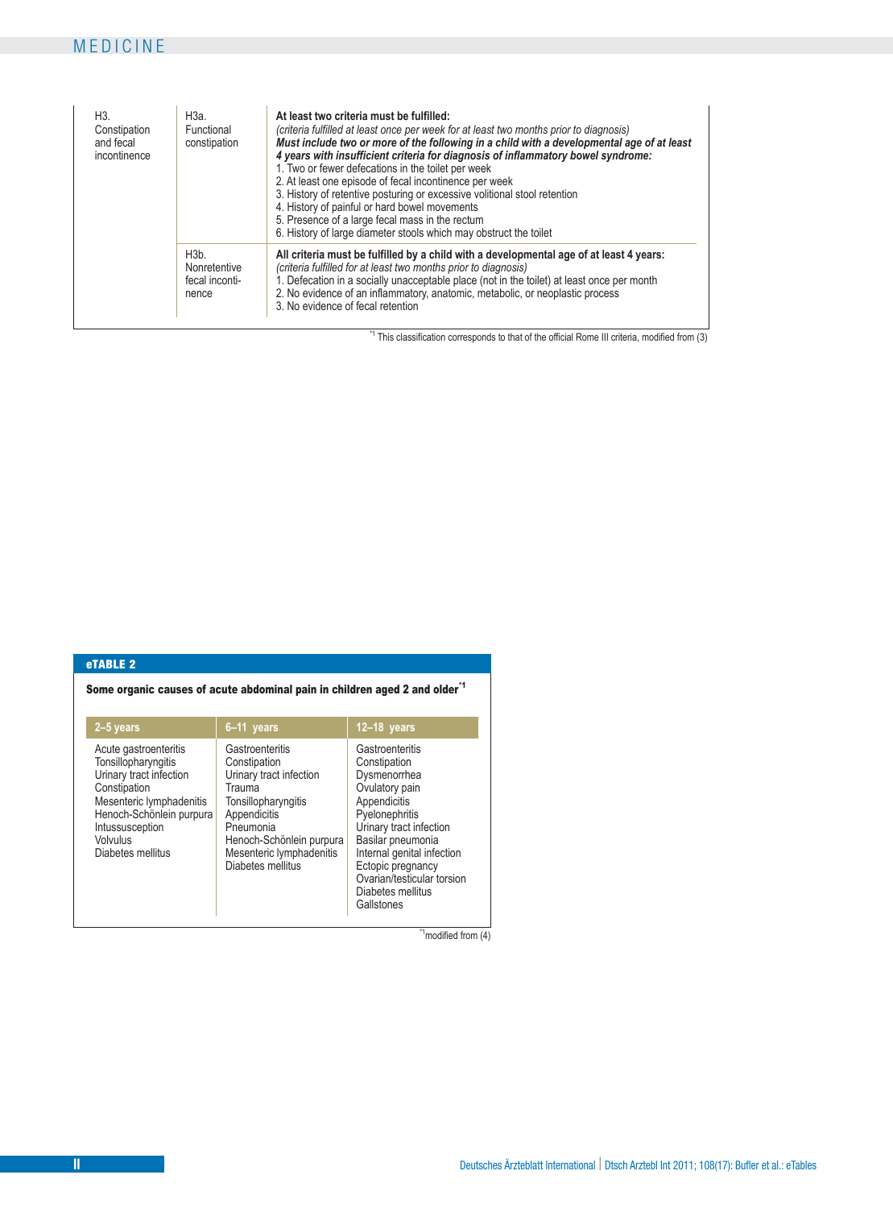| | | |
|---|---|---|
| H3. Constipation and fecal incontinence | H3a. Functional constipation | **At least two criteria must be fulfilled:**<br>*(criteria fulfilled at least once per week for at least two months prior to diagnosis)*<br>***Must include two or more of the following in a child with a developmental age of at least 4 years with insufficient criteria for diagnosis of inflammatory bowel syndrome:***<br>1. Two or fewer defecations in the toilet per week<br>2. At least one episode of fecal incontinence per week<br>3. History of retentive posturing or excessive volitional stool retention<br>4. History of painful or hard bowel movements<br>5. Presence of a large fecal mass in the rectum<br>6. History of large diameter stools which may obstruct the toilet |
| | H3b. Nonretentive fecal incontinence | **All criteria must be fulfilled by a child with a developmental age of at least 4 years:**<br>*(criteria fulfilled for at least two months prior to diagnosis)*<br>1. Defecation in a socially unacceptable place (not in the toilet) at least once per month<br>2. No evidence of an inflammatory, anatomic, metabolic, or neoplastic process<br>3. No evidence of fecal retention |

[*1] This classification corresponds to that of the official Rome III criteria, modified from (3)

**eTABLE 2**

**Some organic causes of acute abdominal pain in children aged 2 and older**[*1]

| 2–5 years | 6–11 years | 12–18 years |
|---|---|---|
| Acute gastroenteritis<br>Tonsillopharyngitis<br>Urinary tract infection<br>Constipation<br>Mesenteric lymphadenitis<br>Henoch-Schönlein purpura<br>Intussusception<br>Volvulus<br>Diabetes mellitus | Gastroenteritis<br>Constipation<br>Urinary tract infection<br>Trauma<br>Tonsillopharyngitis<br>Appendicitis<br>Pneumonia<br>Henoch-Schönlein purpura<br>Mesenteric lymphadenitis<br>Diabetes mellitus | Gastroenteritis<br>Constipation<br>Dysmenorrhea<br>Ovulatory pain<br>Appendicitis<br>Pyelonephritis<br>Urinary tract infection<br>Basilar pneumonia<br>Internal genital infection<br>Ectopic pregnancy<br>Ovarian/testicular torsion<br>Diabetes mellitus<br>Gallstones |

[*1]modified from (4)